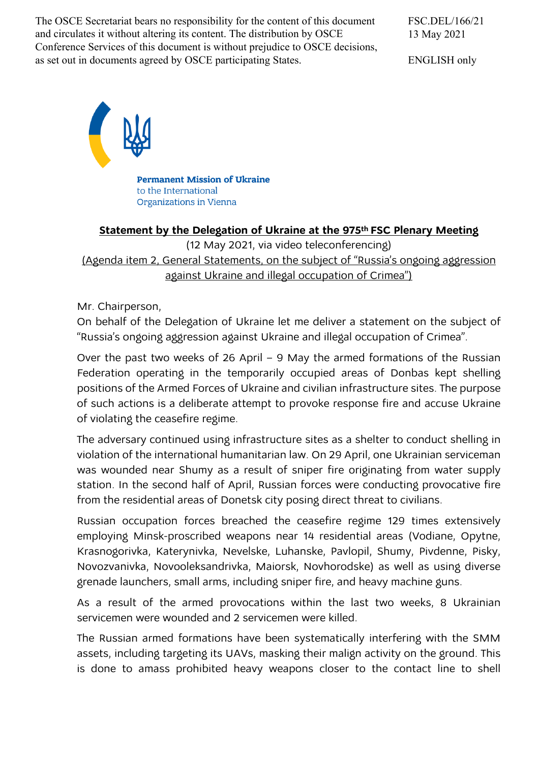The OSCE Secretariat bears no responsibility for the content of this document and circulates it without altering its content. The distribution by OSCE Conference Services of this document is without prejudice to OSCE decisions, as set out in documents agreed by OSCE participating States.

FSC.DEL/166/21
13 May 2021

ENGLISH only

**Permanent Mission of Ukraine**
to the International
Organizations in Vienna

## Statement by the Delegation of Ukraine at the 975th FSC Plenary Meeting

(12 May 2021, via video teleconferencing)
(Agenda item 2, General Statements, on the subject of "Russia's ongoing aggression against Ukraine and illegal occupation of Crimea")

Mr. Chairperson,

On behalf of the Delegation of Ukraine let me deliver a statement on the subject of "Russia's ongoing aggression against Ukraine and illegal occupation of Crimea".

Over the past two weeks of 26 April – 9 May the armed formations of the Russian Federation operating in the temporarily occupied areas of Donbas kept shelling positions of the Armed Forces of Ukraine and civilian infrastructure sites. The purpose of such actions is a deliberate attempt to provoke response fire and accuse Ukraine of violating the ceasefire regime.

The adversary continued using infrastructure sites as a shelter to conduct shelling in violation of the international humanitarian law. On 29 April, one Ukrainian serviceman was wounded near Shumy as a result of sniper fire originating from water supply station. In the second half of April, Russian forces were conducting provocative fire from the residential areas of Donetsk city posing direct threat to civilians.

Russian occupation forces breached the ceasefire regime 129 times extensively employing Minsk-proscribed weapons near 14 residential areas (Vodiane, Opytne, Krasnogorivka, Katerynivka, Nevelske, Luhanske, Pavlopil, Shumy, Pivdenne, Pisky, Novozvanivka, Novooleksandrivka, Maiorsk, Novhorodske) as well as using diverse grenade launchers, small arms, including sniper fire, and heavy machine guns.

As a result of the armed provocations within the last two weeks, 8 Ukrainian servicemen were wounded and 2 servicemen were killed.

The Russian armed formations have been systematically interfering with the SMM assets, including targeting its UAVs, masking their malign activity on the ground. This is done to amass prohibited heavy weapons closer to the contact line to shell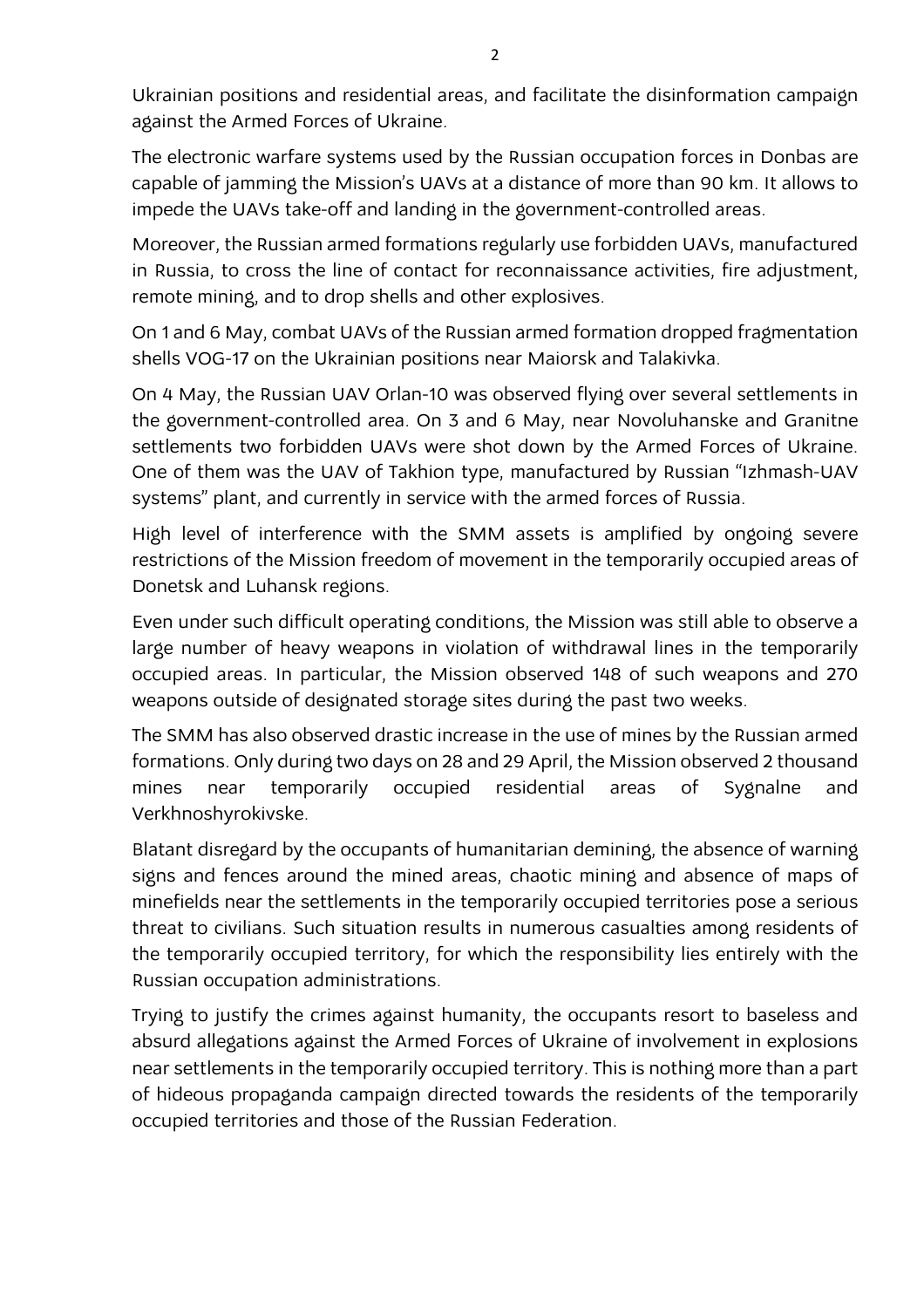Ukrainian positions and residential areas, and facilitate the disinformation campaign against the Armed Forces of Ukraine.

The electronic warfare systems used by the Russian occupation forces in Donbas are capable of jamming the Mission's UAVs at a distance of more than 90 km. It allows to impede the UAVs take-off and landing in the government-controlled areas.

Moreover, the Russian armed formations regularly use forbidden UAVs, manufactured in Russia, to cross the line of contact for reconnaissance activities, fire adjustment, remote mining, and to drop shells and other explosives.

On 1 and 6 May, combat UAVs of the Russian armed formation dropped fragmentation shells VOG-17 on the Ukrainian positions near Maiorsk and Talakivka.

On 4 May, the Russian UAV Orlan-10 was observed flying over several settlements in the government-controlled area. On 3 and 6 May, near Novoluhanske and Granitne settlements two forbidden UAVs were shot down by the Armed Forces of Ukraine. One of them was the UAV of Takhion type, manufactured by Russian "Izhmash-UAV systems" plant, and currently in service with the armed forces of Russia.

High level of interference with the SMM assets is amplified by ongoing severe restrictions of the Mission freedom of movement in the temporarily occupied areas of Donetsk and Luhansk regions.

Even under such difficult operating conditions, the Mission was still able to observe a large number of heavy weapons in violation of withdrawal lines in the temporarily occupied areas. In particular, the Mission observed 148 of such weapons and 270 weapons outside of designated storage sites during the past two weeks.

The SMM has also observed drastic increase in the use of mines by the Russian armed formations. Only during two days on 28 and 29 April, the Mission observed 2 thousand mines near temporarily occupied residential areas of Sygnalne and Verkhnoshyrokivske.

Blatant disregard by the occupants of humanitarian demining, the absence of warning signs and fences around the mined areas, chaotic mining and absence of maps of minefields near the settlements in the temporarily occupied territories pose a serious threat to civilians. Such situation results in numerous casualties among residents of the temporarily occupied territory, for which the responsibility lies entirely with the Russian occupation administrations.

Trying to justify the crimes against humanity, the occupants resort to baseless and absurd allegations against the Armed Forces of Ukraine of involvement in explosions near settlements in the temporarily occupied territory. This is nothing more than a part of hideous propaganda campaign directed towards the residents of the temporarily occupied territories and those of the Russian Federation.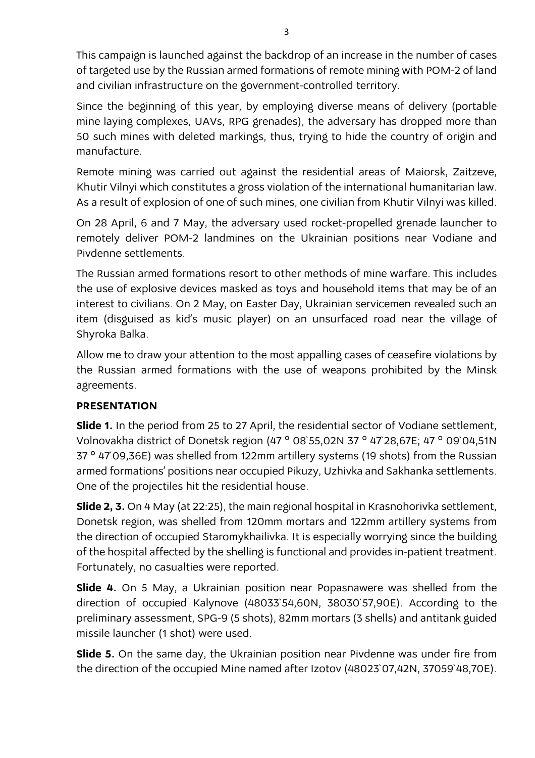This campaign is launched against the backdrop of an increase in the number of cases of targeted use by the Russian armed formations of remote mining with POM-2 of land and civilian infrastructure on the government-controlled territory.

Since the beginning of this year, by employing diverse means of delivery (portable mine laying complexes, UAVs, RPG grenades), the adversary has dropped more than 50 such mines with deleted markings, thus, trying to hide the country of origin and manufacture.

Remote mining was carried out against the residential areas of Maiorsk, Zaitzeve, Khutir Vilnyi which constitutes a gross violation of the international humanitarian law. As a result of explosion of one of such mines, one civilian from Khutir Vilnyi was killed.

On 28 April, 6 and 7 May, the adversary used rocket-propelled grenade launcher to remotely deliver POM-2 landmines on the Ukrainian positions near Vodiane and Pivdenne settlements.

The Russian armed formations resort to other methods of mine warfare. This includes the use of explosive devices masked as toys and household items that may be of an interest to civilians. On 2 May, on Easter Day, Ukrainian servicemen revealed such an item (disguised as kid's music player) on an unsurfaced road near the village of Shyroka Balka.

Allow me to draw your attention to the most appalling cases of ceasefire violations by the Russian armed formations with the use of weapons prohibited by the Minsk agreements.

**PRESENTATION**

**Slide 1.** In the period from 25 to 27 April, the residential sector of Vodiane settlement, Volnovakha district of Donetsk region (47 ° 08`55,02N 37 ° 47`28,67E; 47 ° 09`04,51N 37 ° 47`09,36E) was shelled from 122mm artillery systems (19 shots) from the Russian armed formations' positions near occupied Pikuzy, Uzhivka and Sakhanka settlements. One of the projectiles hit the residential house.

**Slide 2, 3.** On 4 May (at 22:25), the main regional hospital in Krasnohorivka settlement, Donetsk region, was shelled from 120mm mortars and 122mm artillery systems from the direction of occupied Staromykhailivka. It is especially worrying since the building of the hospital affected by the shelling is functional and provides in-patient treatment. Fortunately, no casualties were reported.

**Slide 4.** On 5 May, a Ukrainian position near Popasnawere was shelled from the direction of occupied Kalynove (48033`54,60N, 38030`57,90E). According to the preliminary assessment, SPG-9 (5 shots), 82mm mortars (3 shells) and antitank guided missile launcher (1 shot) were used.

**Slide 5.** On the same day, the Ukrainian position near Pivdenne was under fire from the direction of the occupied Mine named after Izotov (48023`07,42N, 37059`48,70E).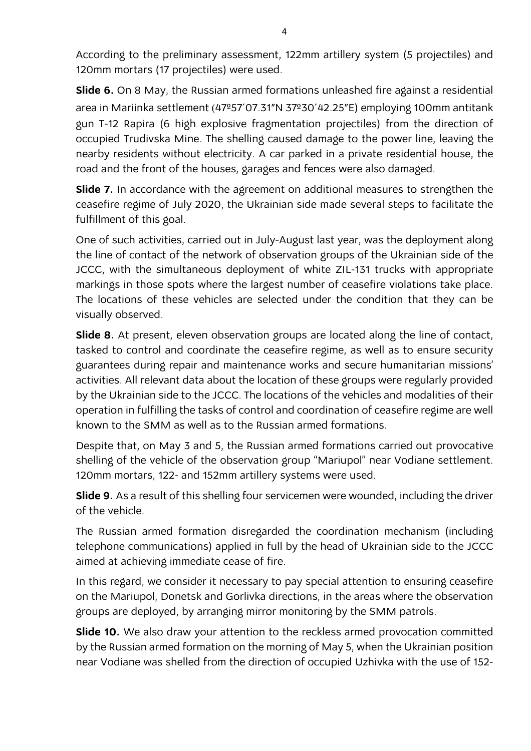According to the preliminary assessment, 122mm artillery system (5 projectiles) and 120mm mortars (17 projectiles) were used.

**Slide 6.** On 8 May, the Russian armed formations unleashed fire against a residential area in Mariinka settlement (47º57´07.31"N 37º30´42.25"E) employing 100mm antitank gun T-12 Rapira (6 high explosive fragmentation projectiles) from the direction of occupied Trudivska Mine. The shelling caused damage to the power line, leaving the nearby residents without electricity. A car parked in a private residential house, the road and the front of the houses, garages and fences were also damaged.

**Slide 7.** In accordance with the agreement on additional measures to strengthen the ceasefire regime of July 2020, the Ukrainian side made several steps to facilitate the fulfillment of this goal.

One of such activities, carried out in July-August last year, was the deployment along the line of contact of the network of observation groups of the Ukrainian side of the JCCC, with the simultaneous deployment of white ZIL-131 trucks with appropriate markings in those spots where the largest number of ceasefire violations take place. The locations of these vehicles are selected under the condition that they can be visually observed.

**Slide 8.** At present, eleven observation groups are located along the line of contact, tasked to control and coordinate the ceasefire regime, as well as to ensure security guarantees during repair and maintenance works and secure humanitarian missions' activities. All relevant data about the location of these groups were regularly provided by the Ukrainian side to the JCCC. The locations of the vehicles and modalities of their operation in fulfilling the tasks of control and coordination of ceasefire regime are well known to the SMM as well as to the Russian armed formations.

Despite that, on May 3 and 5, the Russian armed formations carried out provocative shelling of the vehicle of the observation group "Mariupol" near Vodiane settlement. 120mm mortars, 122- and 152mm artillery systems were used.

**Slide 9.** As a result of this shelling four servicemen were wounded, including the driver of the vehicle.

The Russian armed formation disregarded the coordination mechanism (including telephone communications) applied in full by the head of Ukrainian side to the JCCC aimed at achieving immediate cease of fire.

In this regard, we consider it necessary to pay special attention to ensuring ceasefire on the Mariupol, Donetsk and Gorlivka directions, in the areas where the observation groups are deployed, by arranging mirror monitoring by the SMM patrols.

**Slide 10.** We also draw your attention to the reckless armed provocation committed by the Russian armed formation on the morning of May 5, when the Ukrainian position near Vodiane was shelled from the direction of occupied Uzhivka with the use of 152-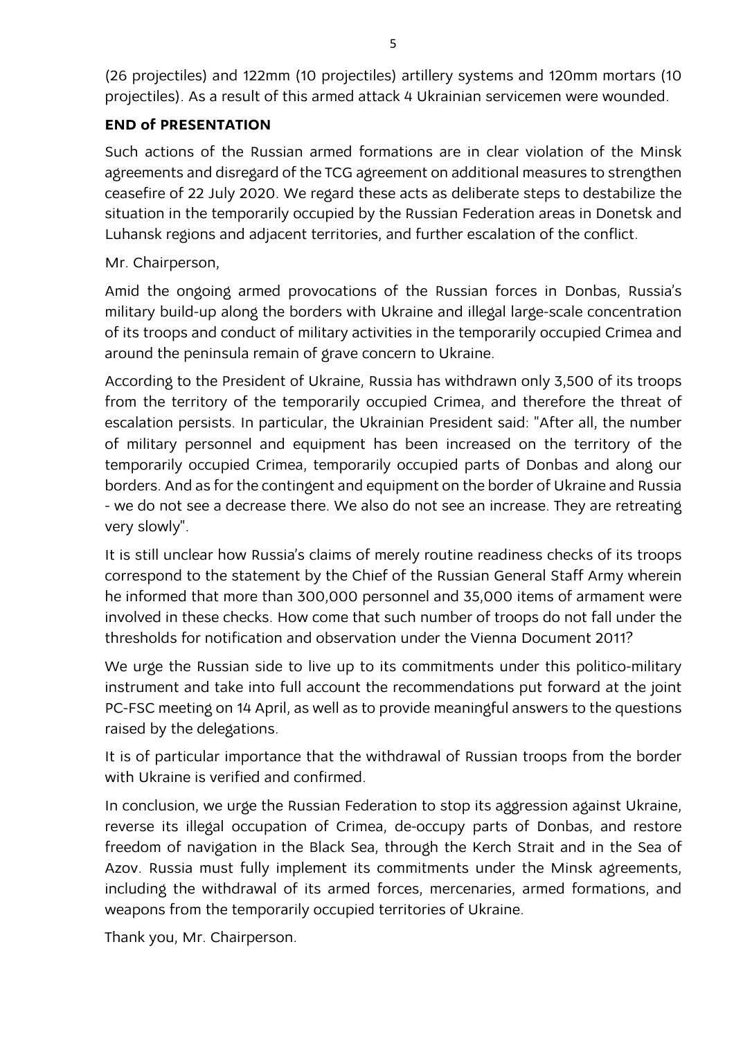(26 projectiles) and 122mm (10 projectiles) artillery systems and 120mm mortars (10 projectiles). As a result of this armed attack 4 Ukrainian servicemen were wounded.

**END of PRESENTATION**

Such actions of the Russian armed formations are in clear violation of the Minsk agreements and disregard of the TCG agreement on additional measures to strengthen ceasefire of 22 July 2020. We regard these acts as deliberate steps to destabilize the situation in the temporarily occupied by the Russian Federation areas in Donetsk and Luhansk regions and adjacent territories, and further escalation of the conflict.

Mr. Chairperson,

Amid the ongoing armed provocations of the Russian forces in Donbas, Russia's military build-up along the borders with Ukraine and illegal large-scale concentration of its troops and conduct of military activities in the temporarily occupied Crimea and around the peninsula remain of grave concern to Ukraine.

According to the President of Ukraine, Russia has withdrawn only 3,500 of its troops from the territory of the temporarily occupied Crimea, and therefore the threat of escalation persists. In particular, the Ukrainian President said: "After all, the number of military personnel and equipment has been increased on the territory of the temporarily occupied Crimea, temporarily occupied parts of Donbas and along our borders. And as for the contingent and equipment on the border of Ukraine and Russia - we do not see a decrease there. We also do not see an increase. They are retreating very slowly".

It is still unclear how Russia's claims of merely routine readiness checks of its troops correspond to the statement by the Chief of the Russian General Staff Army wherein he informed that more than 300,000 personnel and 35,000 items of armament were involved in these checks. How come that such number of troops do not fall under the thresholds for notification and observation under the Vienna Document 2011?

We urge the Russian side to live up to its commitments under this politico-military instrument and take into full account the recommendations put forward at the joint PC-FSC meeting on 14 April, as well as to provide meaningful answers to the questions raised by the delegations.

It is of particular importance that the withdrawal of Russian troops from the border with Ukraine is verified and confirmed.

In conclusion, we urge the Russian Federation to stop its aggression against Ukraine, reverse its illegal occupation of Crimea, de-occupy parts of Donbas, and restore freedom of navigation in the Black Sea, through the Kerch Strait and in the Sea of Azov. Russia must fully implement its commitments under the Minsk agreements, including the withdrawal of its armed forces, mercenaries, armed formations, and weapons from the temporarily occupied territories of Ukraine.

Thank you, Mr. Chairperson.